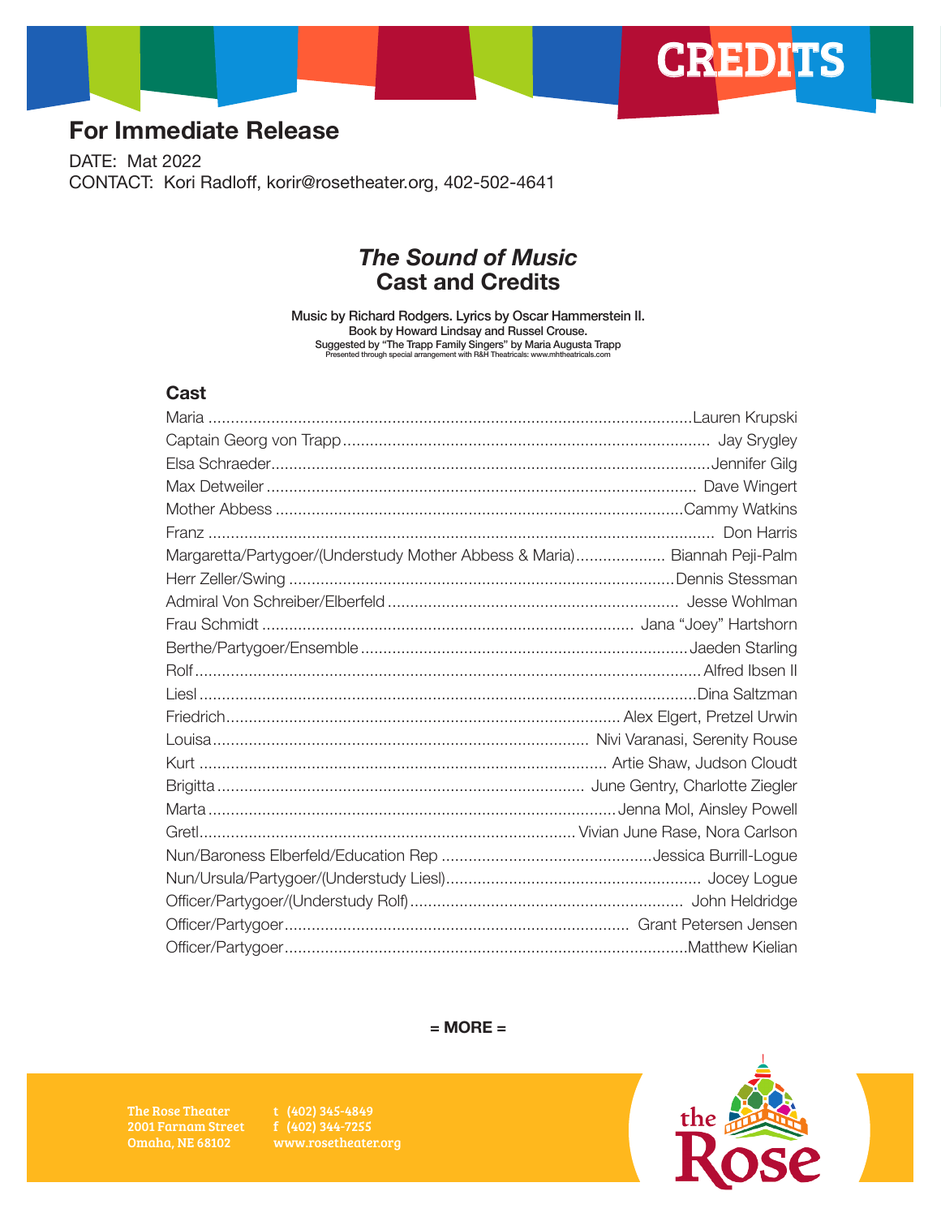# CREDITS

## For Immediate Release

DATE: Mat 2022
CONTACT: Kori Radloff, korir@rosetheater.org, 402-502-4641

## *The Sound of Music*
## Cast and Credits

**Music by Richard Rodgers. Lyrics by Oscar Hammerstein II.**
**Book by Howard Lindsay and Russel Crouse.**
Suggested by "The Trapp Family Singers" by Maria Augusta Trapp
Presented through special arrangement with R&H Theatricals: www.mhtheatricals.com

### Cast

| Role | Cast |
|---|---|
| Maria | Lauren Krupski |
| Captain Georg von Trapp | Jay Srygley |
| Elsa Schraeder | Jennifer Gilg |
| Max Detweiler | Dave Wingert |
| Mother Abbess | Cammy Watkins |
| Franz | Don Harris |
| Margaretta/Partygoer/(Understudy Mother Abbess & Maria) | Biannah Peji-Palm |
| Herr Zeller/Swing | Dennis Stessman |
| Admiral Von Schreiber/Elberfeld | Jesse Wohlman |
| Frau Schmidt | Jana "Joey" Hartshorn |
| Berthe/Partygoer/Ensemble | Jaeden Starling |
| Rolf | Alfred Ibsen II |
| Liesl | Dina Saltzman |
| Friedrich | Alex Elgert, Pretzel Urwin |
| Louisa | Nivi Varanasi, Serenity Rouse |
| Kurt | Artie Shaw, Judson Cloudt |
| Brigitta | June Gentry, Charlotte Ziegler |
| Marta | Jenna Mol, Ainsley Powell |
| Gretl | Vivian June Rase, Nora Carlson |
| Nun/Baroness Elberfeld/Education Rep | Jessica Burrill-Logue |
| Nun/Ursula/Partygoer/(Understudy Liesl) | Jocey Logue |
| Officer/Partygoer/(Understudy Rolf) | John Heldridge |
| Officer/Partygoer | Grant Petersen Jensen |
| Officer/Partygoer | Matthew Kielian |

**= MORE =**

The Rose Theater
2001 Farnam Street
Omaha, NE 68102

t (402) 345-4849
f (402) 344-7255
www.rosetheater.org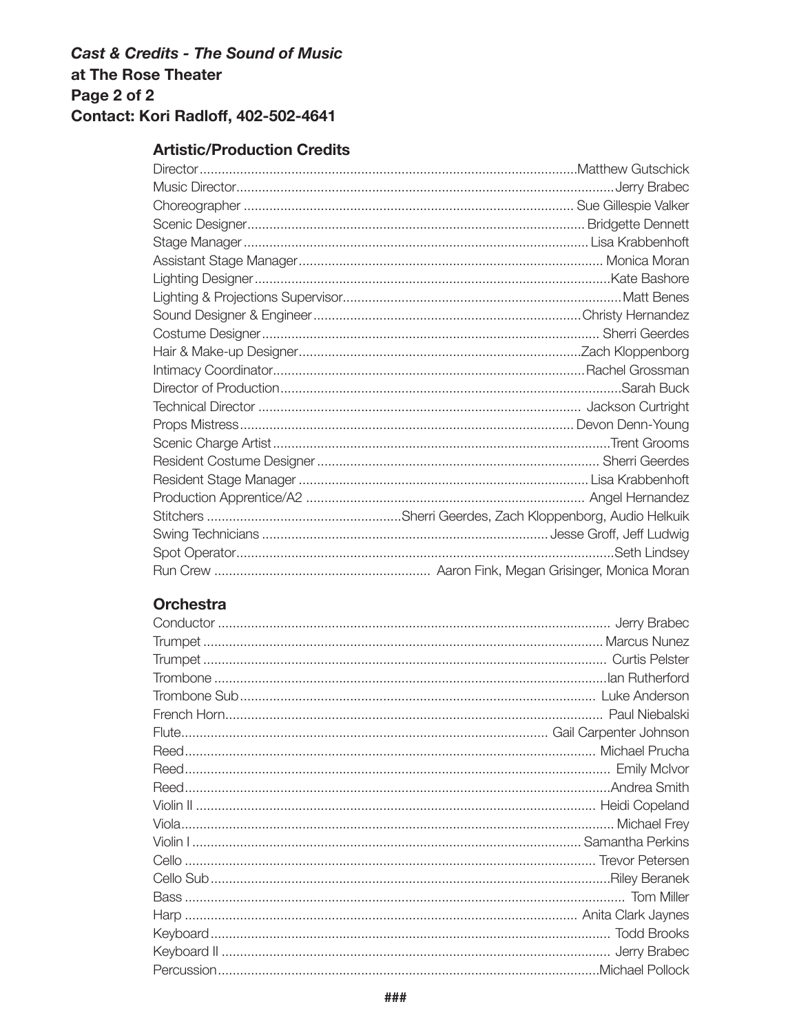***Cast & Credits - The Sound of Music***
**at The Rose Theater**
**Contact: Kori Radloff, 402-502-4641**

## Artistic/Production Credits

| | |
|---|---|
| Director | Matthew Gutschick |
| Music Director | Jerry Brabec |
| Choreographer | Sue Gillespie Valker |
| Scenic Designer | Bridgette Dennett |
| Stage Manager | Lisa Krabbenhoft |
| Assistant Stage Manager | Monica Moran |
| Lighting Designer | Kate Bashore |
| Lighting & Projections Supervisor | Matt Benes |
| Sound Designer & Engineer | Christy Hernandez |
| Costume Designer | Sherri Geerdes |
| Hair & Make-up Designer | Zach Kloppenborg |
| Intimacy Coordinator | Rachel Grossman |
| Director of Production | Sarah Buck |
| Technical Director | Jackson Curtright |
| Props Mistress | Devon Denn-Young |
| Scenic Charge Artist | Trent Grooms |
| Resident Costume Designer | Sherri Geerdes |
| Resident Stage Manager | Lisa Krabbenhoft |
| Production Apprentice/A2 | Angel Hernandez |
| Stitchers | Sherri Geerdes, Zach Kloppenborg, Audio Helkuik |
| Swing Technicians | Jesse Groff, Jeff Ludwig |
| Spot Operator | Seth Lindsey |
| Run Crew | Aaron Fink, Megan Grisinger, Monica Moran |

## Orchestra

| | |
|---|---|
| Conductor | Jerry Brabec |
| Trumpet | Marcus Nunez |
| Trumpet | Curtis Pelster |
| Trombone | Ian Rutherford |
| Trombone Sub | Luke Anderson |
| French Horn | Paul Niebalski |
| Flute | Gail Carpenter Johnson |
| Reed | Michael Prucha |
| Reed | Emily McIvor |
| Reed | Andrea Smith |
| Violin II | Heidi Copeland |
| Viola | Michael Frey |
| Violin I | Samantha Perkins |
| Cello | Trevor Petersen |
| Cello Sub | Riley Beranek |
| Bass | Tom Miller |
| Harp | Anita Clark Jaynes |
| Keyboard | Todd Brooks |
| Keyboard II | Jerry Brabec |
| Percussion | Michael Pollock |

###